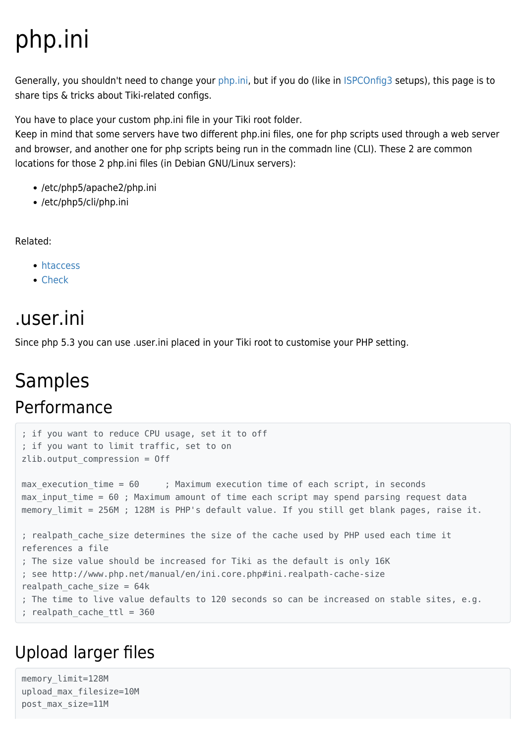# php.ini

Generally, you shouldn't need to change your php.ini, but if you do (like in ISPCOnfig3 setups), this page is to share tips & tricks about Tiki-related configs.

You have to place your custom php.ini file in your Tiki root folder.
Keep in mind that some servers have two different php.ini files, one for php scripts used through a web server and browser, and another one for php scripts being run in the commadn line (CLI). These 2 are common locations for those 2 php.ini files (in Debian GNU/Linux servers):

- /etc/php5/apache2/php.ini
- /etc/php5/cli/php.ini

Related:

- htaccess
- Check

# .user.ini

Since php 5.3 you can use .user.ini placed in your Tiki root to customise your PHP setting.

# Samples

## Performance

```
; if you want to reduce CPU usage, set it to off
; if you want to limit traffic, set to on
zlib.output_compression = Off

max_execution_time = 60     ; Maximum execution time of each script, in seconds
max_input_time = 60 ; Maximum amount of time each script may spend parsing request data
memory_limit = 256M ; 128M is PHP's default value. If you still get blank pages, raise it.

; realpath_cache_size determines the size of the cache used by PHP used each time it
references a file
; The size value should be increased for Tiki as the default is only 16K
; see http://www.php.net/manual/en/ini.core.php#ini.realpath-cache-size
realpath_cache_size = 64k
; The time to live value defaults to 120 seconds so can be increased on stable sites, e.g.
; realpath_cache_ttl = 360
```

## Upload larger files

```
memory_limit=128M
upload_max_filesize=10M
post_max_size=11M
```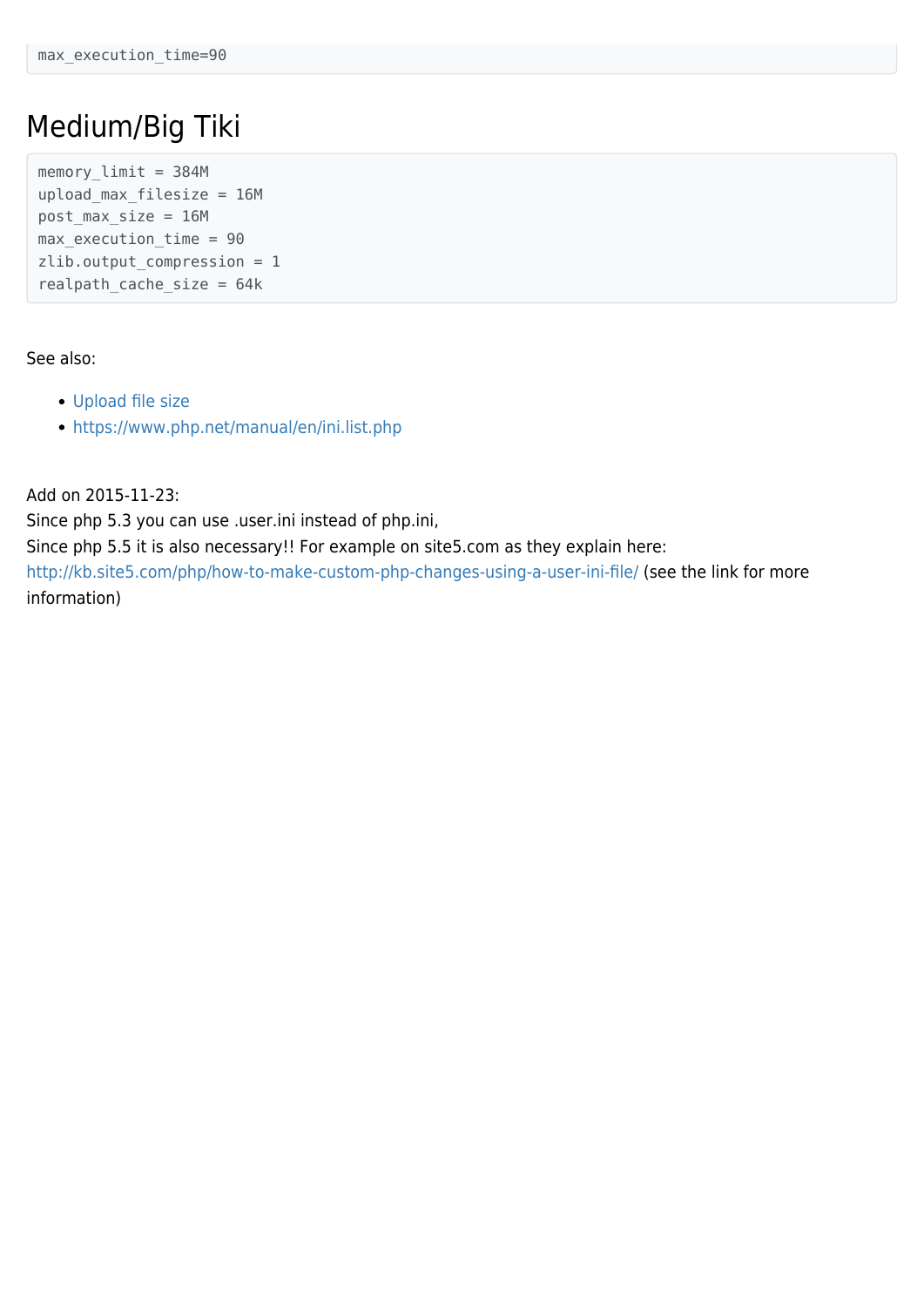```
max_execution_time=90
```

## Medium/Big Tiki

```
memory_limit = 384M
upload_max_filesize = 16M
post_max_size = 16M
max_execution_time = 90
zlib.output_compression = 1
realpath_cache_size = 64k
```

See also:

- Upload file size
- https://www.php.net/manual/en/ini.list.php

Add on 2015-11-23:
Since php 5.3 you can use .user.ini instead of php.ini,
Since php 5.5 it is also necessary!! For example on site5.com as they explain here: http://kb.site5.com/php/how-to-make-custom-php-changes-using-a-user-ini-file/ (see the link for more information)